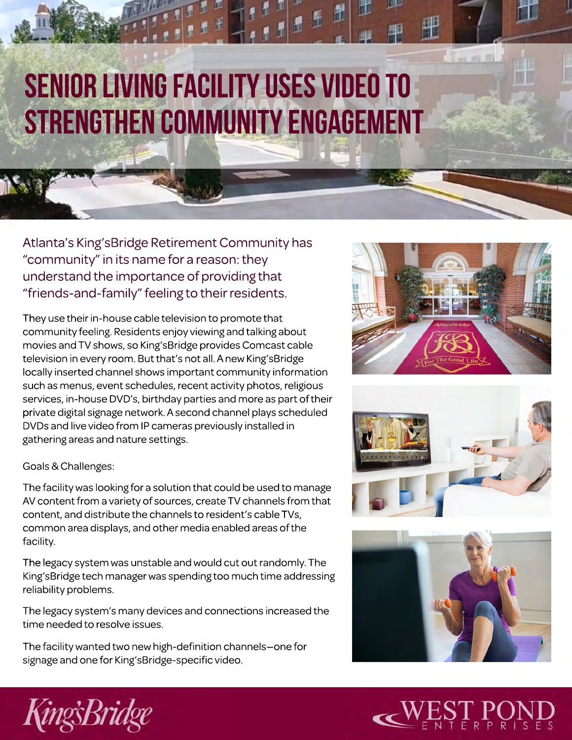# SENIOR LIVING FACILITY USES VIDEO TO STRENGTHEN COMMUNITY ENGAGEMENT

Atlanta's King'sBridge Retirement Community has "community" in its name for a reason: they understand the importance of providing that "friends-and-family" feeling to their residents.

They use their in-house cable television to promote that community feeling. Residents enjoy viewing and talking about movies and TV shows, so King'sBridge provides Comcast cable television in every room. But that's not all. A new King'sBridge locally inserted channel shows important community information such as menus, event schedules, recent activity photos, religious services, in-house DVD's, birthday parties and more as part of their private digital signage network. A second channel plays scheduled DVDs and live video from IP cameras previously installed in gathering areas and nature settings.

Goals & Challenges:

The facility was looking for a solution that could be used to manage AV content from a variety of sources, create TV channels from that content, and distribute the channels to resident's cable TVs, common area displays, and other media enabled areas of the facility.

The legacy system was unstable and would cut out randomly. The King'sBridge tech manager was spending too much time addressing reliability problems.

The legacy system's many devices and connections increased the time needed to resolve issues.

The facility wanted two new high-definition channels—one for signage and one for King'sBridge-specific video.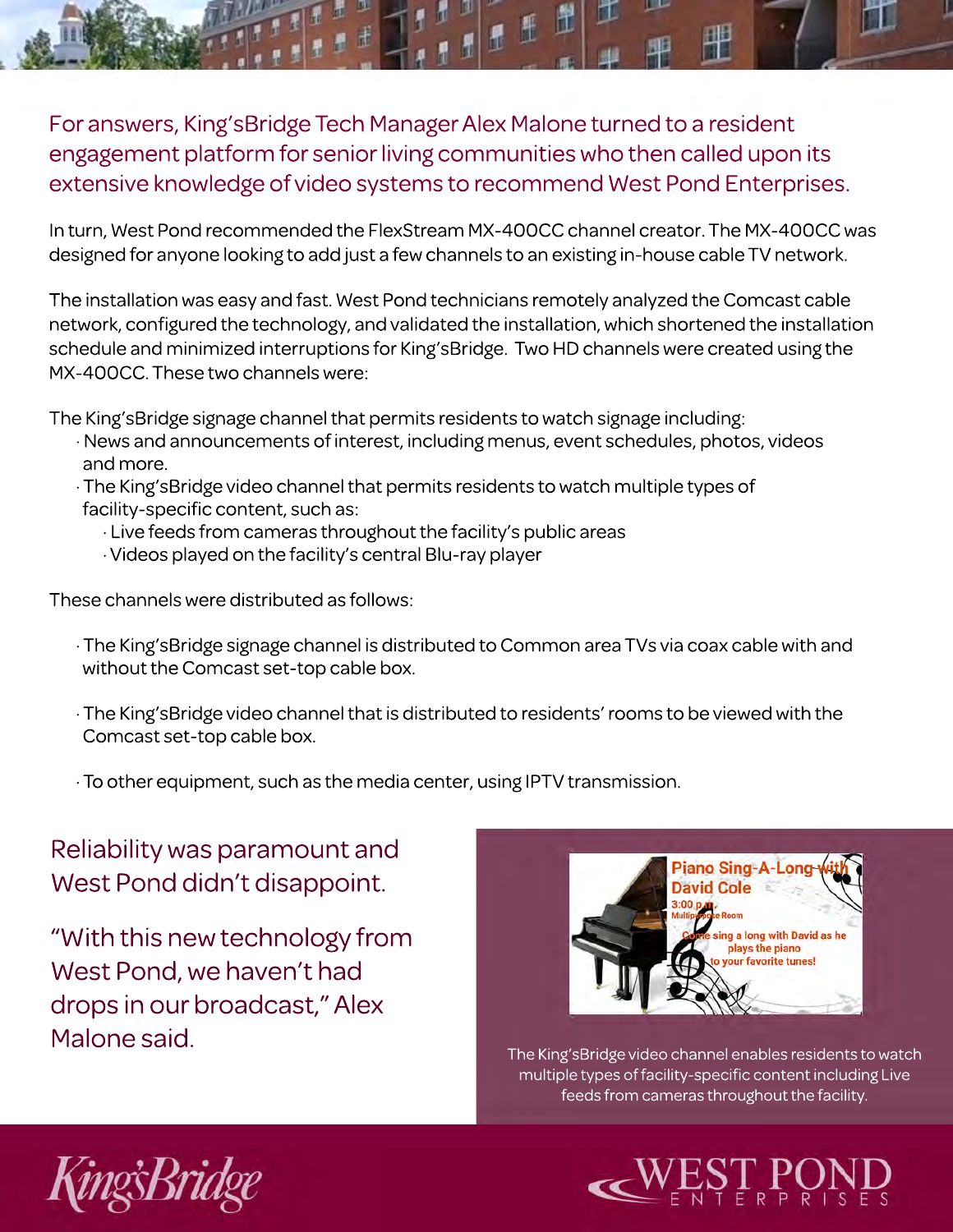For answers, King'sBridge Tech Manager Alex Malone turned to a resident engagement platform for senior living communities who then called upon its extensive knowledge of video systems to recommend West Pond Enterprises.

In turn, West Pond recommended the FlexStream MX-400CC channel creator. The MX-400CC was designed for anyone looking to add just a few channels to an existing in-house cable TV network.

The installation was easy and fast. West Pond technicians remotely analyzed the Comcast cable network, configured the technology, and validated the installation, which shortened the installation schedule and minimized interruptions for King'sBridge. Two HD channels were created using the MX-400CC. These two channels were:

The King'sBridge signage channel that permits residents to watch signage including:

- News and announcements of interest, including menus, event schedules, photos, videos and more.
- The King'sBridge video channel that permits residents to watch multiple types of facility-specific content, such as:
  - Live feeds from cameras throughout the facility's public areas
  - Videos played on the facility's central Blu-ray player

These channels were distributed as follows:

- The King'sBridge signage channel is distributed to Common area TVs via coax cable with and without the Comcast set-top cable box.
- The King'sBridge video channel that is distributed to residents' rooms to be viewed with the Comcast set-top cable box.
- To other equipment, such as the media center, using IPTV transmission.

Reliability was paramount and West Pond didn't disappoint.

"With this new technology from West Pond, we haven't had drops in our broadcast," Alex Malone said.

The King'sBridge video channel enables residents to watch multiple types of facility-specific content including Live feeds from cameras throughout the facility.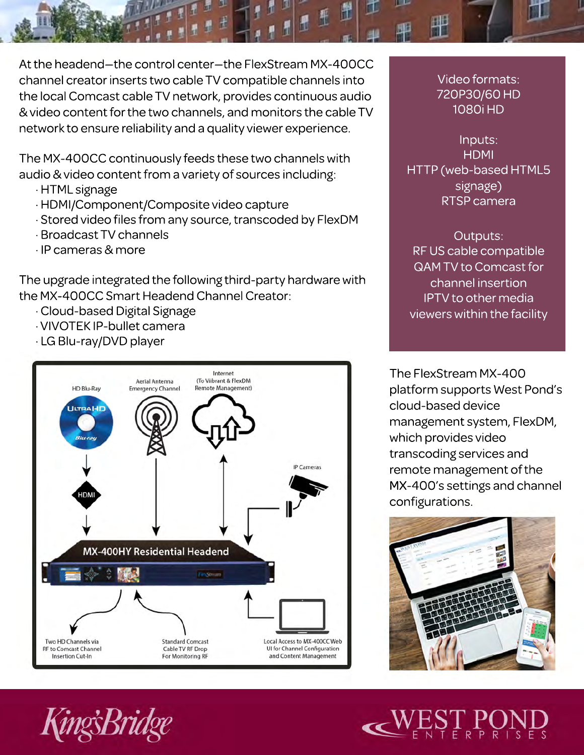At the headend—the control center—the FlexStream MX-400CC channel creator inserts two cable TV compatible channels into the local Comcast cable TV network, provides continuous audio & video content for the two channels, and monitors the cable TV network to ensure reliability and a quality viewer experience.

The MX-400CC continuously feeds these two channels with audio & video content from a variety of sources including:

- HTML signage
- HDMI/Component/Composite video capture
- Stored video files from any source, transcoded by FlexDM
- Broadcast TV channels
- IP cameras & more

The upgrade integrated the following third-party hardware with the MX-400CC Smart Headend Channel Creator:

- Cloud-based Digital Signage
- VIVOTEK IP-bullet camera
- LG Blu-ray/DVD player

HD Blu-Ray

Aerial Antenna
Emergency Channel

Internet
(To Viibrant & FlexDM Remote Management)

IP Cameras

HDMI

MX-400HY Residential Headend

Two HD Channels via RF to Comcast Channel Insertion Cut-In

Standard Comcast Cable TV RF Drop For Monitoring RF

Local Access to MX-400CC Web UI for Channel Configuration and Content Management

Video formats:
720P30/60 HD
1080i HD

Inputs:
HDMI
HTTP (web-based HTML5 signage)
RTSP camera

Outputs:
RF US cable compatible QAM TV to Comcast for channel insertion
IPTV to other media viewers within the facility

The FlexStream MX-400 platform supports West Pond's cloud-based device management system, FlexDM, which provides video transcoding services and remote management of the MX-400's settings and channel configurations.

KingsBridge

WEST POND ENTERPRISES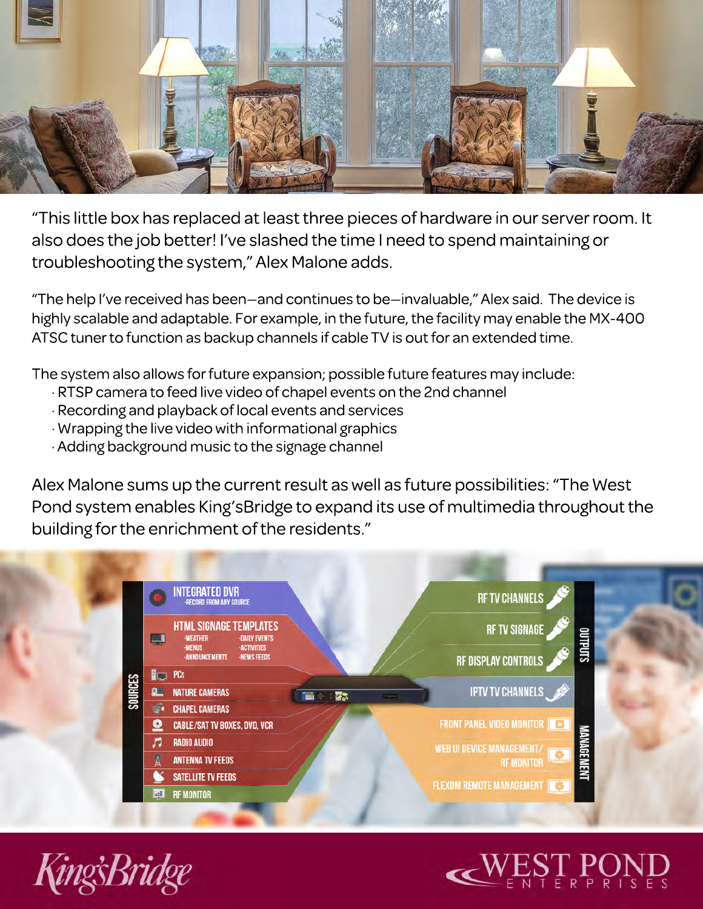"This little box has replaced at least three pieces of hardware in our server room. It also does the job better! I've slashed the time I need to spend maintaining or troubleshooting the system," Alex Malone adds.

"The help I've received has been—and continues to be—invaluable," Alex said. The device is highly scalable and adaptable. For example, in the future, the facility may enable the MX-400 ATSC tuner to function as backup channels if cable TV is out for an extended time.

The system also allows for future expansion; possible future features may include:

- RTSP camera to feed live video of chapel events on the 2nd channel
- Recording and playback of local events and services
- Wrapping the live video with informational graphics
- Adding background music to the signage channel

Alex Malone sums up the current result as well as future possibilities: "The West Pond system enables King'sBridge to expand its use of multimedia throughout the building for the enrichment of the residents."

SOURCES

INTEGRATED DVR
-RECORD FROM ANY SOURCE

HTML SIGNAGE TEMPLATES
-WEATHER
-DAILY EVENTS
-MENUS
-ACTIVITIES
-ANNOUNCEMENTS
-NEWS FEEDS

PCs

NATURE CAMERAS

CHAPEL CAMERAS

CABLE/SAT TV BOXES, DVD, VCR

RADIO AUDIO

ANTENNA TV FEEDS

SATELLITE TV FEEDS

RF MONITOR

OUTPUTS

RF TV CHANNELS

RF TV SIGNAGE

RF DISPLAY CONTROLS

IPTV TV CHANNELS

MANAGEMENT

FRONT PANEL VIDEO MONITOR

WEB UI DEVICE MANAGEMENT/
RF MONITOR

FLEXDM REMOTE MANAGEMENT

King'sBridge

WEST POND ENTERPRISES